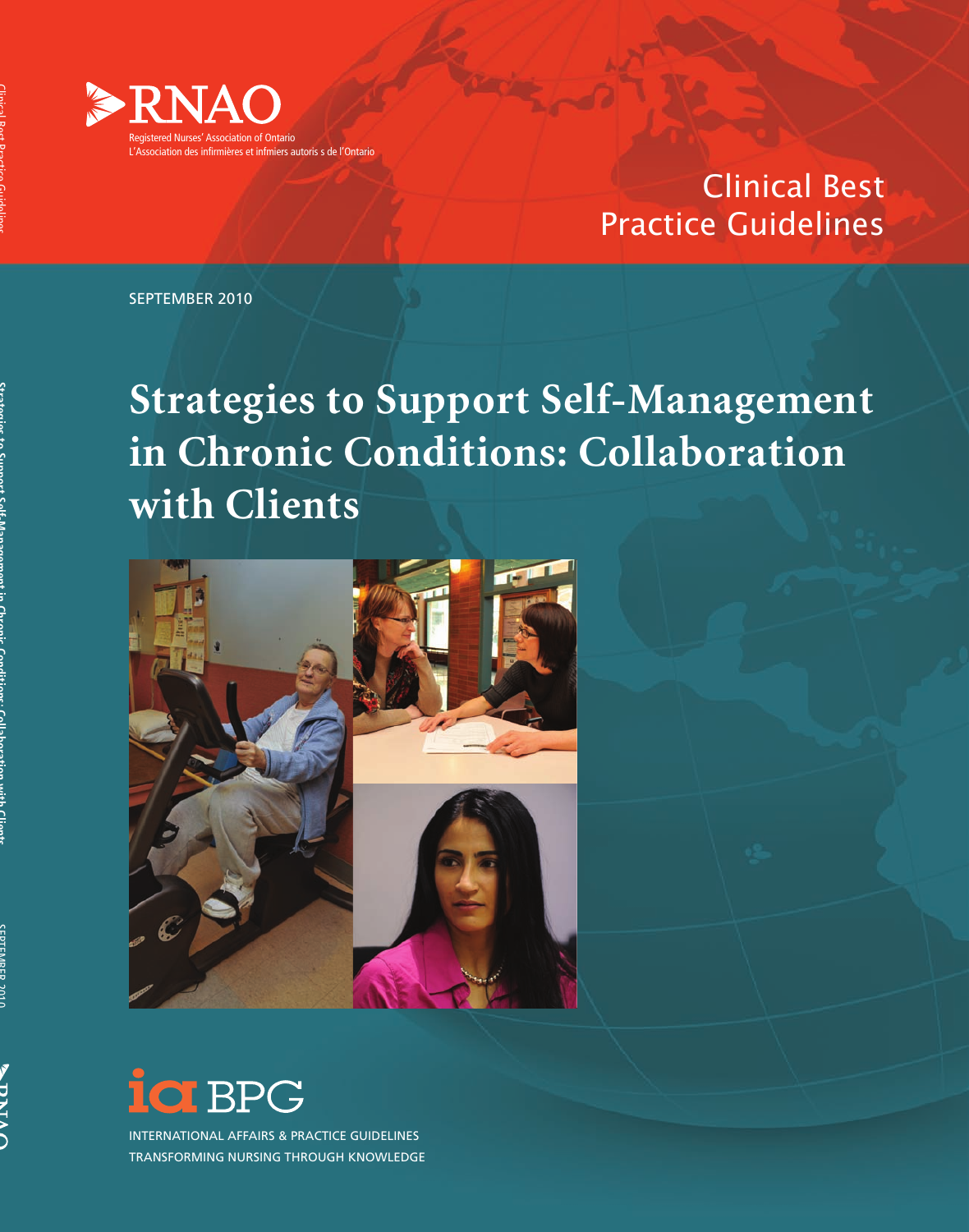RNAO

Registered Nurses' Association of Ontario
L'Association des infirmières et infirmiers autoris s de l'Ontario

Clinical Best Practice Guidelines

SEPTEMBER 2010

# Strategies to Support Self-Management in Chronic Conditions: Collaboration with Clients

iaBPG

INTERNATIONAL AFFAIRS & PRACTICE GUIDELINES
TRANSFORMING NURSING THROUGH KNOWLEDGE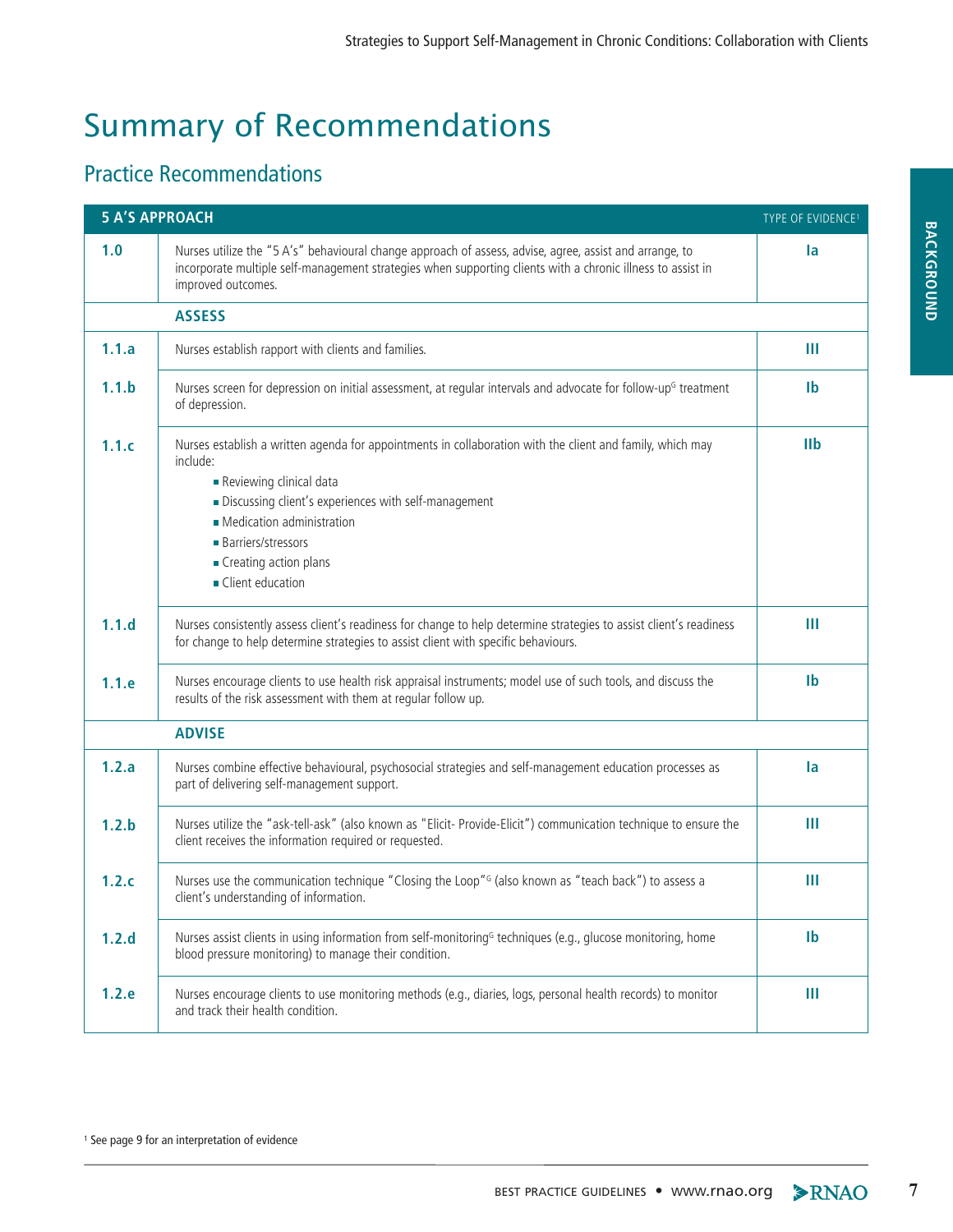# Summary of Recommendations

## Practice Recommendations

| 5 A'S APPROACH | | TYPE OF EVIDENCE[1] |
|---|---|---|
| **1.0** | Nurses utilize the "5 A's" behavioural change approach of assess, advise, agree, assist and arrange, to incorporate multiple self-management strategies when supporting clients with a chronic illness to assist in improved outcomes. | **Ia** |
| | **ASSESS** | |
| **1.1.a** | Nurses establish rapport with clients and families. | **III** |
| **1.1.b** | Nurses screen for depression on initial assessment, at regular intervals and advocate for follow-up[G] treatment of depression. | **Ib** |
| **1.1.c** | Nurses establish a written agenda for appointments in collaboration with the client and family, which may include: <br>■ Reviewing clinical data <br>■ Discussing client's experiences with self-management <br>■ Medication administration <br>■ Barriers/stressors <br>■ Creating action plans <br>■ Client education | **IIb** |
| **1.1.d** | Nurses consistently assess client's readiness for change to help determine strategies to assist client's readiness for change to help determine strategies to assist client with specific behaviours. | **III** |
| **1.1.e** | Nurses encourage clients to use health risk appraisal instruments; model use of such tools, and discuss the results of the risk assessment with them at regular follow up. | **Ib** |
| | **ADVISE** | |
| **1.2.a** | Nurses combine effective behavioural, psychosocial strategies and self-management education processes as part of delivering self-management support. | **Ia** |
| **1.2.b** | Nurses utilize the "ask-tell-ask" (also known as "Elicit- Provide-Elicit") communication technique to ensure the client receives the information required or requested. | **III** |
| **1.2.c** | Nurses use the communication technique "Closing the Loop"[G] (also known as "teach back") to assess a client's understanding of information. | **III** |
| **1.2.d** | Nurses assist clients in using information from self-monitoring[G] techniques (e.g., glucose monitoring, home blood pressure monitoring) to manage their condition. | **Ib** |
| **1.2.e** | Nurses encourage clients to use monitoring methods (e.g., diaries, logs, personal health records) to monitor and track their health condition. | **III** |

[1] See page 9 for an interpretation of evidence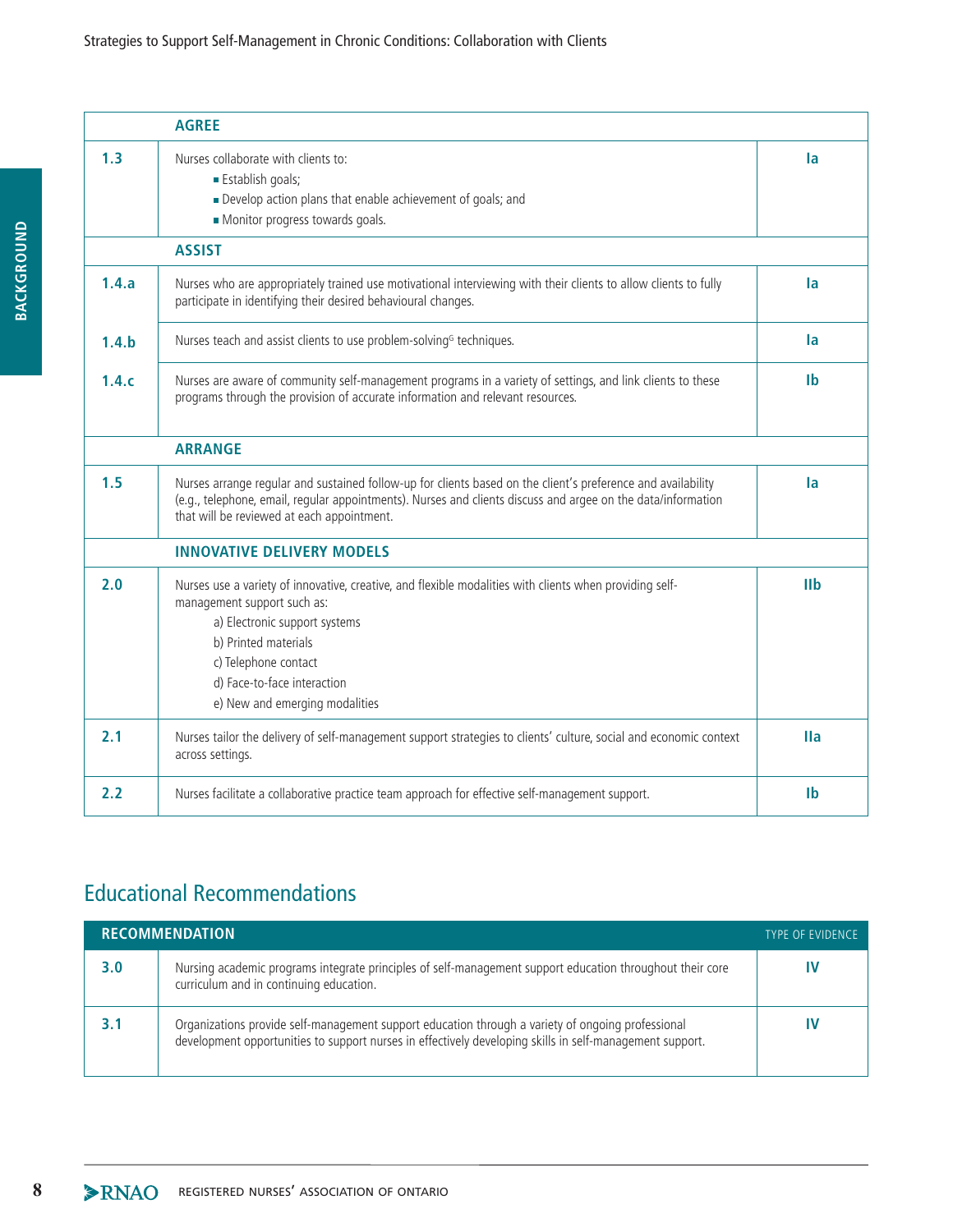| | AGREE | |
|---|---|---|
| **1.3** | Nurses collaborate with clients to:<br>▪ Establish goals;<br>▪ Develop action plans that enable achievement of goals; and<br>▪ Monitor progress towards goals. | **Ia** |
| | **ASSIST** | |
| **1.4.a** | Nurses who are appropriately trained use motivational interviewing with their clients to allow clients to fully participate in identifying their desired behavioural changes. | **Ia** |
| **1.4.b** | Nurses teach and assist clients to use problem-solving[G] techniques. | **Ia** |
| **1.4.c** | Nurses are aware of community self-management programs in a variety of settings, and link clients to these programs through the provision of accurate information and relevant resources. | **Ib** |
| | **ARRANGE** | |
| **1.5** | Nurses arrange regular and sustained follow-up for clients based on the client's preference and availability (e.g., telephone, email, regular appointments). Nurses and clients discuss and argee on the data/information that will be reviewed at each appointment. | **Ia** |
| | **INNOVATIVE DELIVERY MODELS** | |
| **2.0** | Nurses use a variety of innovative, creative, and flexible modalities with clients when providing self-management support such as:<br>a) Electronic support systems<br>b) Printed materials<br>c) Telephone contact<br>d) Face-to-face interaction<br>e) New and emerging modalities | **IIb** |
| **2.1** | Nurses tailor the delivery of self-management support strategies to clients' culture, social and economic context across settings. | **IIa** |
| **2.2** | Nurses facilitate a collaborative practice team approach for effective self-management support. | **Ib** |

## Educational Recommendations

| RECOMMENDATION | | TYPE OF EVIDENCE |
|---|---|---|
| **3.0** | Nursing academic programs integrate principles of self-management support education throughout their core curriculum and in continuing education. | **IV** |
| **3.1** | Organizations provide self-management support education through a variety of ongoing professional development opportunities to support nurses in effectively developing skills in self-management support. | **IV** |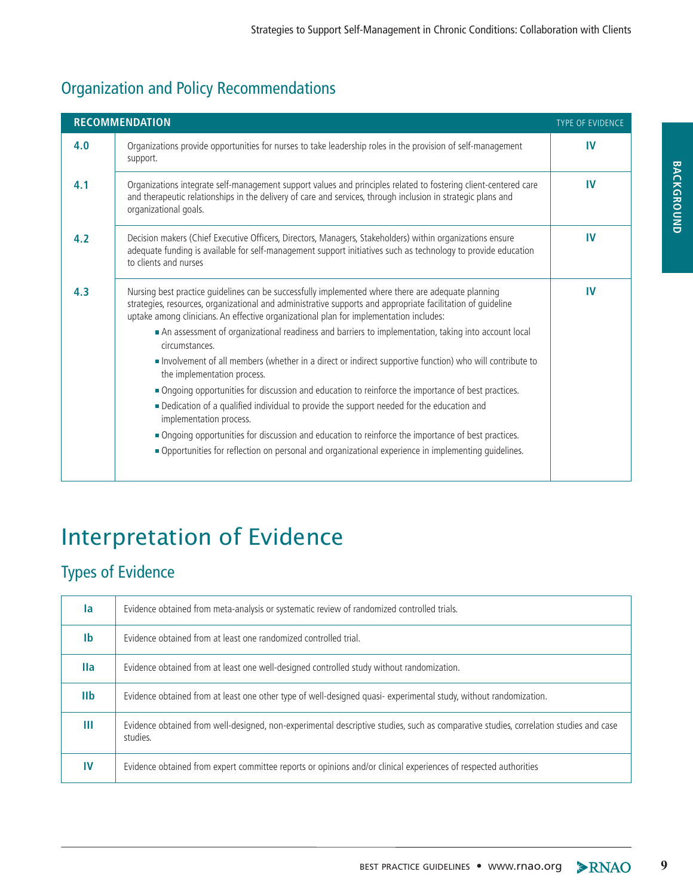## Organization and Policy Recommendations

| RECOMMENDATION | | TYPE OF EVIDENCE |
|---|---|---|
| **4.0** | Organizations provide opportunities for nurses to take leadership roles in the provision of self-management support. | **IV** |
| **4.1** | Organizations integrate self-management support values and principles related to fostering client-centered care and therapeutic relationships in the delivery of care and services, through inclusion in strategic plans and organizational goals. | **IV** |
| **4.2** | Decision makers (Chief Executive Officers, Directors, Managers, Stakeholders) within organizations ensure adequate funding is available for self-management support initiatives such as technology to provide education to clients and nurses | **IV** |
| **4.3** | Nursing best practice guidelines can be successfully implemented where there are adequate planning strategies, resources, organizational and administrative supports and appropriate facilitation of guideline uptake among clinicians. An effective organizational plan for implementation includes:<br>▪ An assessment of organizational readiness and barriers to implementation, taking into account local circumstances.<br>▪ Involvement of all members (whether in a direct or indirect supportive function) who will contribute to the implementation process.<br>▪ Ongoing opportunities for discussion and education to reinforce the importance of best practices.<br>▪ Dedication of a qualified individual to provide the support needed for the education and implementation process.<br>▪ Ongoing opportunities for discussion and education to reinforce the importance of best practices.<br>▪ Opportunities for reflection on personal and organizational experience in implementing guidelines. | **IV** |

# Interpretation of Evidence

## Types of Evidence

| | |
|---|---|
| **Ia** | Evidence obtained from meta-analysis or systematic review of randomized controlled trials. |
| **Ib** | Evidence obtained from at least one randomized controlled trial. |
| **IIa** | Evidence obtained from at least one well-designed controlled study without randomization. |
| **IIb** | Evidence obtained from at least one other type of well-designed quasi- experimental study, without randomization. |
| **III** | Evidence obtained from well-designed, non-experimental descriptive studies, such as comparative studies, correlation studies and case studies. |
| **IV** | Evidence obtained from expert committee reports or opinions and/or clinical experiences of respected authorities |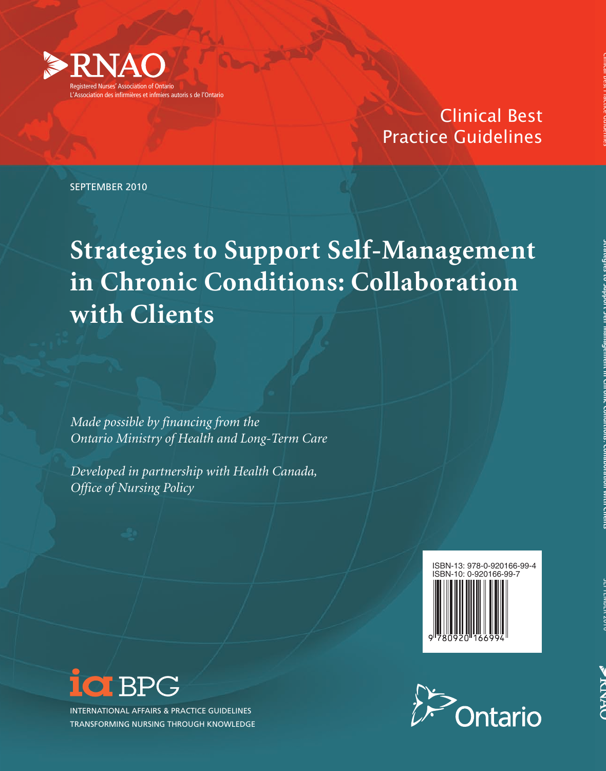RNAO

Registered Nurses' Association of Ontario

L'Association des infirmières et infmiers autoris s de l'Ontario

Clinical Best Practice Guidelines

SEPTEMBER 2010

# Strategies to Support Self-Management in Chronic Conditions: Collaboration with Clients

*Made possible by financing from the Ontario Ministry of Health and Long-Term Care*

*Developed in partnership with Health Canada, Office of Nursing Policy*

ISBN-13: 978-0-920166-99-4
ISBN-10: 0-920166-99-7

9 780920 166994

iaBPG

INTERNATIONAL AFFAIRS & PRACTICE GUIDELINES
TRANSFORMING NURSING THROUGH KNOWLEDGE

Ontario